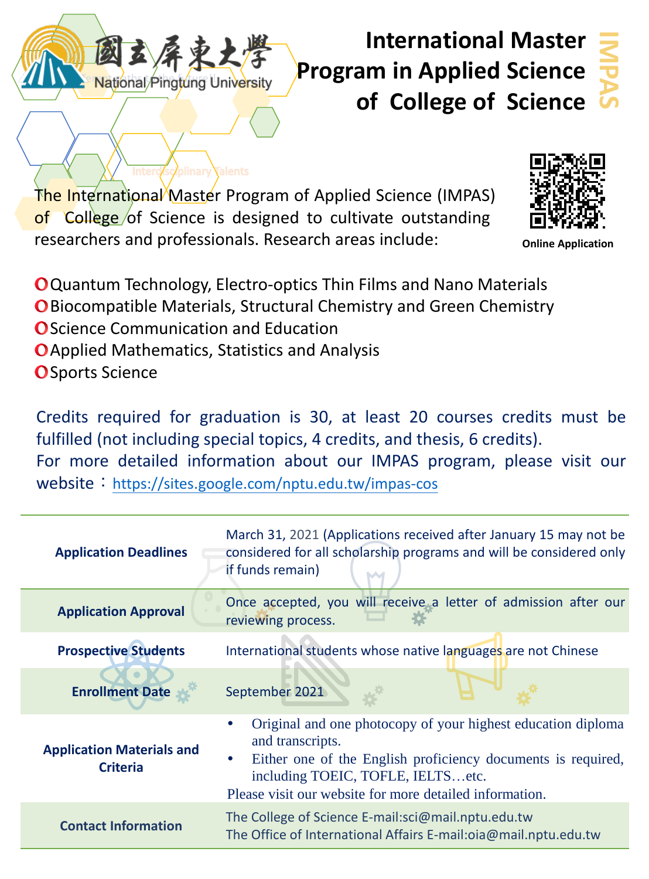國立屏東大學
National Pingtung University

# International Master Program in Applied Science of College of Science

IMPAS

Interdisciplinary Talents

The International Master Program of Applied Science (IMPAS) of College of Science is designed to cultivate outstanding researchers and professionals. Research areas include:

Online Application

- Quantum Technology, Electro-optics Thin Films and Nano Materials
- Biocompatible Materials, Structural Chemistry and Green Chemistry
- Science Communication and Education
- Applied Mathematics, Statistics and Analysis
- Sports Science

Credits required for graduation is 30, at least 20 courses credits must be fulfilled (not including special topics, 4 credits, and thesis, 6 credits).
For more detailed information about our IMPAS program, please visit our website：https://sites.google.com/nptu.edu.tw/impas-cos

| | |
|---|---|
| **Application Deadlines** | March 31, 2021 (Applications received after January 15 may not be considered for all scholarship programs and will be considered only if funds remain) |
| **Application Approval** | Once accepted, you will receive a letter of admission after our reviewing process. |
| **Prospective Students** | International students whose native languages are not Chinese |
| **Enrollment Date** | September 2021 |
| **Application Materials and Criteria** | • Original and one photocopy of your highest education diploma and transcripts. • Either one of the English proficiency documents is required, including TOEIC, TOFLE, IELTS…etc. Please visit our website for more detailed information. |
| **Contact Information** | The College of Science E-mail:sci@mail.nptu.edu.tw The Office of International Affairs E-mail:oia@mail.nptu.edu.tw |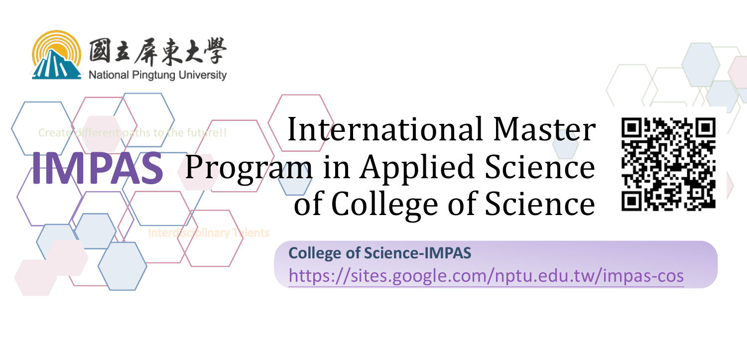國立屏東大學
National Pingtung University

Create different paths to the future!!

# IMPAS

# International Master Program in Applied Science of College of Science

Interdisciplinary Talents

**College of Science-IMPAS**
https://sites.google.com/nptu.edu.tw/impas-cos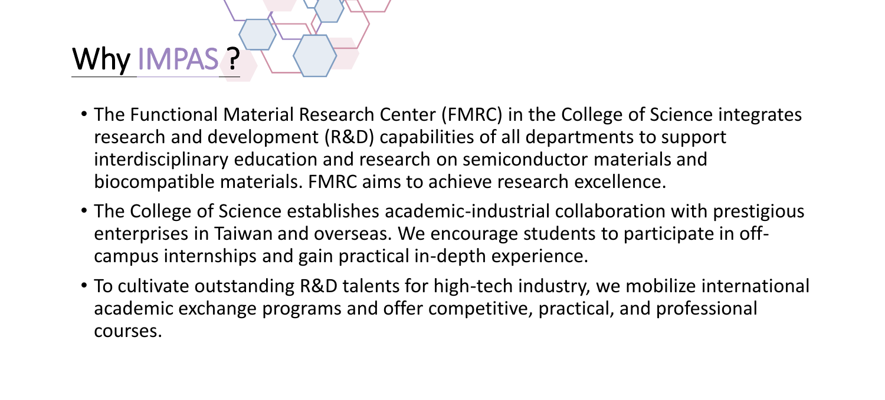# Why IMPAS ?

- The Functional Material Research Center (FMRC) in the College of Science integrates research and development (R&D) capabilities of all departments to support interdisciplinary education and research on semiconductor materials and biocompatible materials. FMRC aims to achieve research excellence.
- The College of Science establishes academic-industrial collaboration with prestigious enterprises in Taiwan and overseas. We encourage students to participate in off-campus internships and gain practical in-depth experience.
- To cultivate outstanding R&D talents for high-tech industry, we mobilize international academic exchange programs and offer competitive, practical, and professional courses.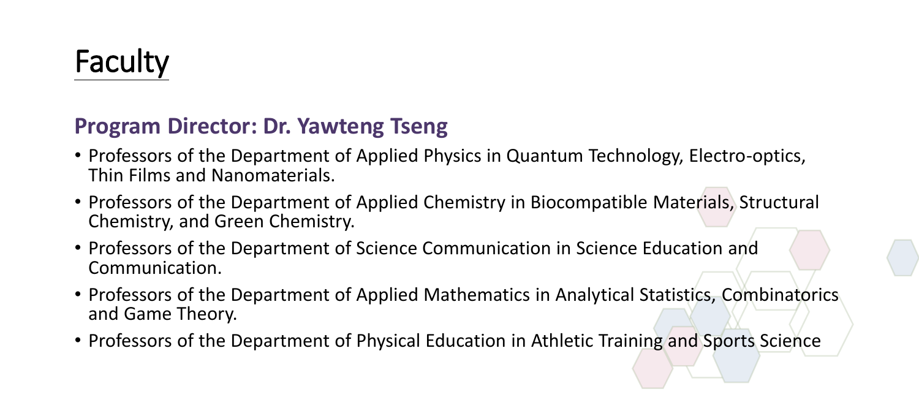# Faculty

### Program Director: Dr. Yawteng Tseng

- Professors of the Department of Applied Physics in Quantum Technology, Electro-optics, Thin Films and Nanomaterials.
- Professors of the Department of Applied Chemistry in Biocompatible Materials, Structural Chemistry, and Green Chemistry.
- Professors of the Department of Science Communication in Science Education and Communication.
- Professors of the Department of Applied Mathematics in Analytical Statistics, Combinatorics and Game Theory.
- Professors of the Department of Physical Education in Athletic Training and Sports Science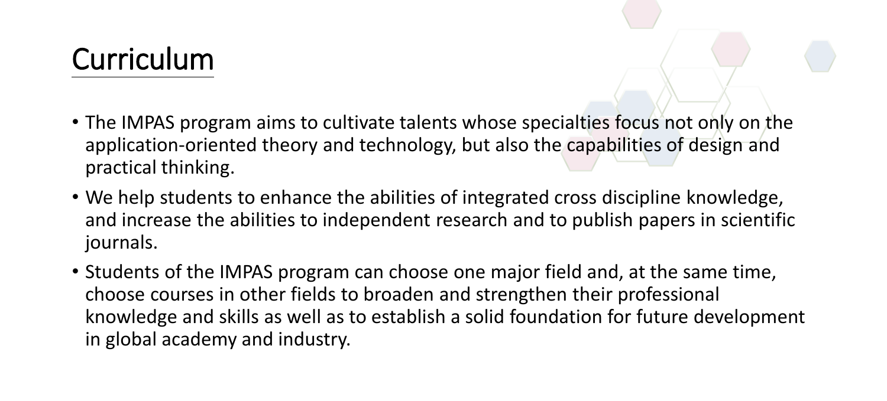# Curriculum

- The IMPAS program aims to cultivate talents whose specialties focus not only on the application-oriented theory and technology, but also the capabilities of design and practical thinking.
- We help students to enhance the abilities of integrated cross discipline knowledge, and increase the abilities to independent research and to publish papers in scientific journals.
- Students of the IMPAS program can choose one major field and, at the same time, choose courses in other fields to broaden and strengthen their professional knowledge and skills as well as to establish a solid foundation for future development in global academy and industry.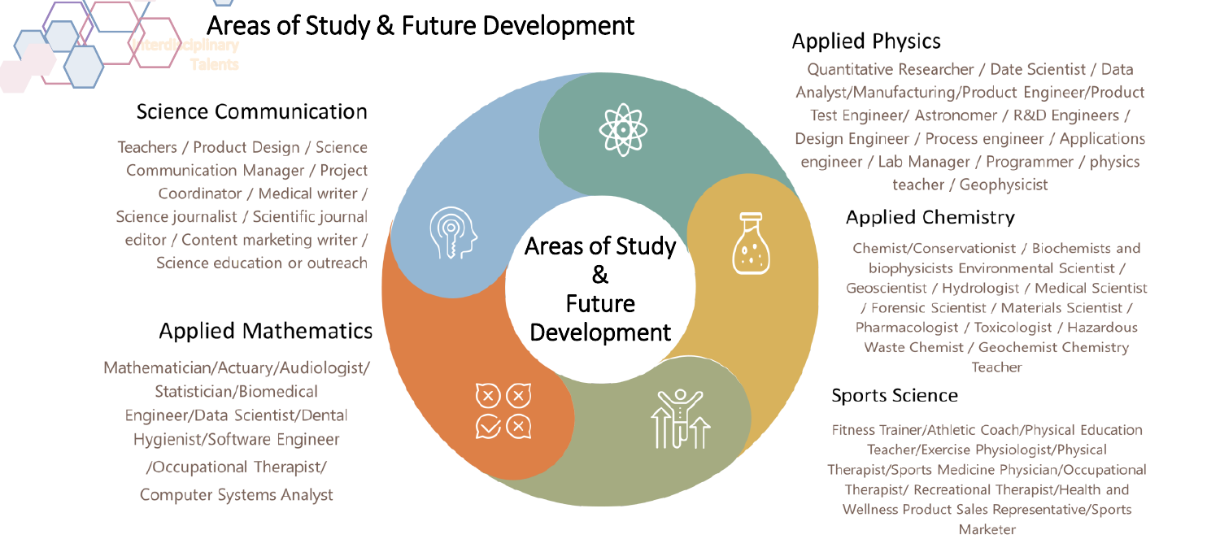# Areas of Study & Future Development

Interdisciplinary Talents

## Science Communication

Teachers / Product Design / Science Communication Manager / Project Coordinator / Medical writer / Science journalist / Scientific journal editor / Content marketing writer / Science education or outreach

## Applied Mathematics

Mathematician/Actuary/Audiologist/ Statistician/Biomedical Engineer/Data Scientist/Dental Hygienist/Software Engineer /Occupational Therapist/ Computer Systems Analyst

Areas of Study & Future Development

## Applied Physics

Quantitative Researcher / Date Scientist / Data Analyst/Manufacturing/Product Engineer/Product Test Engineer/ Astronomer / R&D Engineers / Design Engineer / Process engineer / Applications engineer / Lab Manager / Programmer / physics teacher / Geophysicist

## Applied Chemistry

Chemist/Conservationist / Biochemists and biophysicists Environmental Scientist / Geoscientist / Hydrologist / Medical Scientist / Forensic Scientist / Materials Scientist / Pharmacologist / Toxicologist / Hazardous Waste Chemist / Geochemist Chemistry Teacher

## Sports Science

Fitness Trainer/Athletic Coach/Physical Education Teacher/Exercise Physiologist/Physical Therapist/Sports Medicine Physician/Occupational Therapist/ Recreational Therapist/Health and Wellness Product Sales Representative/Sports Marketer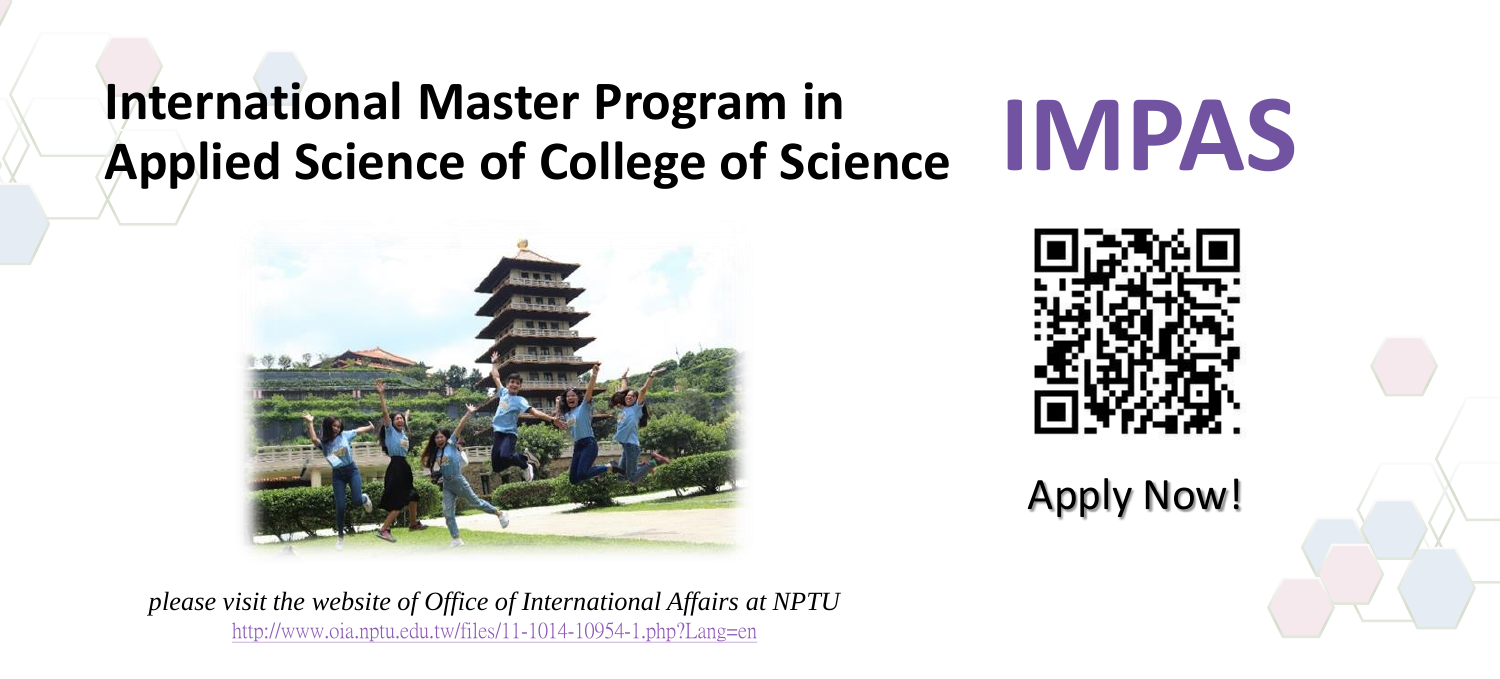# International Master Program in Applied Science of College of Science

# IMPAS

Apply Now!

*please visit the website of Office of International Affairs at NPTU*
http://www.oia.nptu.edu.tw/files/11-1014-10954-1.php?Lang=en